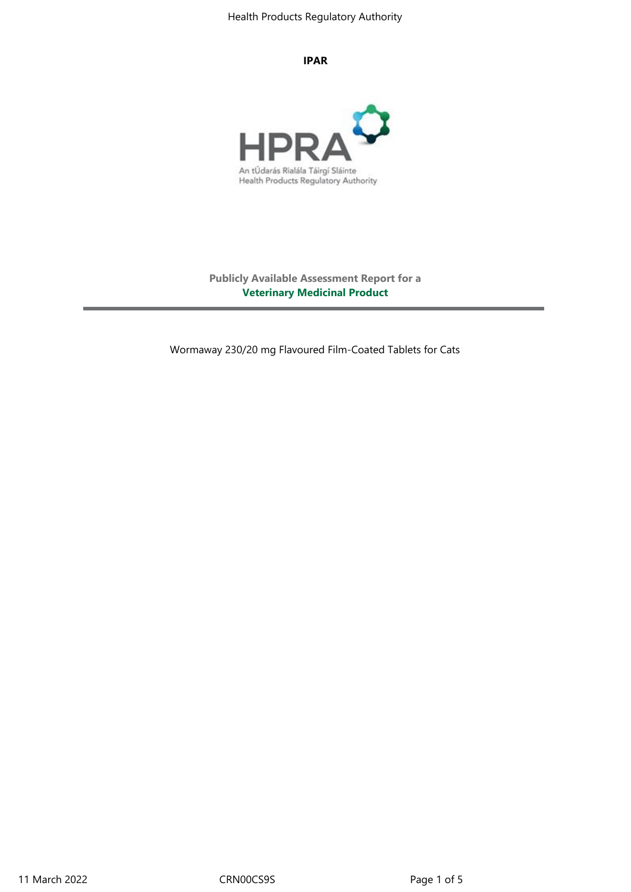**IPAR**

HPRA

An tÚdarás Rialála Táirgí Sláinte
Health Products Regulatory Authority

**Publicly Available Assessment Report for a**
**Veterinary Medicinal Product**

---

Wormaway 230/20 mg Flavoured Film-Coated Tablets for Cats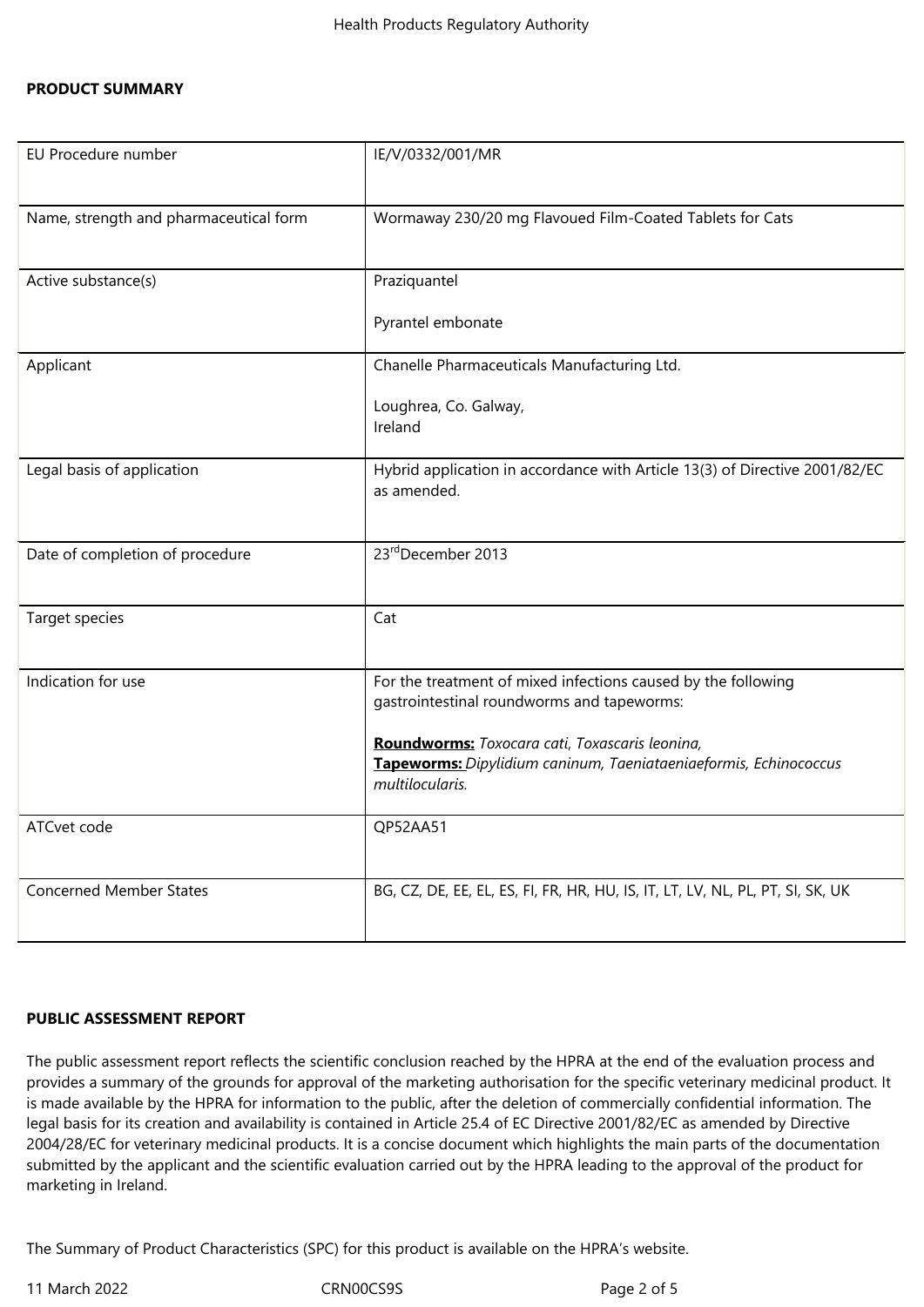**PRODUCT SUMMARY**

| | |
|---|---|
| EU Procedure number | IE/V/0332/001/MR |
| Name, strength and pharmaceutical form | Wormaway 230/20 mg Flavoued Film-Coated Tablets for Cats |
| Active substance(s) | Praziquantel<br><br>Pyrantel embonate |
| Applicant | Chanelle Pharmaceuticals Manufacturing Ltd.<br><br>Loughrea, Co. Galway,<br>Ireland |
| Legal basis of application | Hybrid application in accordance with Article 13(3) of Directive 2001/82/EC as amended. |
| Date of completion of procedure | 23rdDecember 2013 |
| Target species | Cat |
| Indication for use | For the treatment of mixed infections caused by the following gastrointestinal roundworms and tapeworms:<br><br>**Roundworms:** *Toxocara cati, Toxascaris leonina,*<br>**Tapeworms:** *Dipylidium caninum, Taeniataeniaeformis, Echinococcus multilocularis.* |
| ATCvet code | QP52AA51 |
| Concerned Member States | BG, CZ, DE, EE, EL, ES, FI, FR, HR, HU, IS, IT, LT, LV, NL, PL, PT, SI, SK, UK |

**PUBLIC ASSESSMENT REPORT**

The public assessment report reflects the scientific conclusion reached by the HPRA at the end of the evaluation process and provides a summary of the grounds for approval of the marketing authorisation for the specific veterinary medicinal product. It is made available by the HPRA for information to the public, after the deletion of commercially confidential information. The legal basis for its creation and availability is contained in Article 25.4 of EC Directive 2001/82/EC as amended by Directive 2004/28/EC for veterinary medicinal products. It is a concise document which highlights the main parts of the documentation submitted by the applicant and the scientific evaluation carried out by the HPRA leading to the approval of the product for marketing in Ireland.

The Summary of Product Characteristics (SPC) for this product is available on the HPRA's website.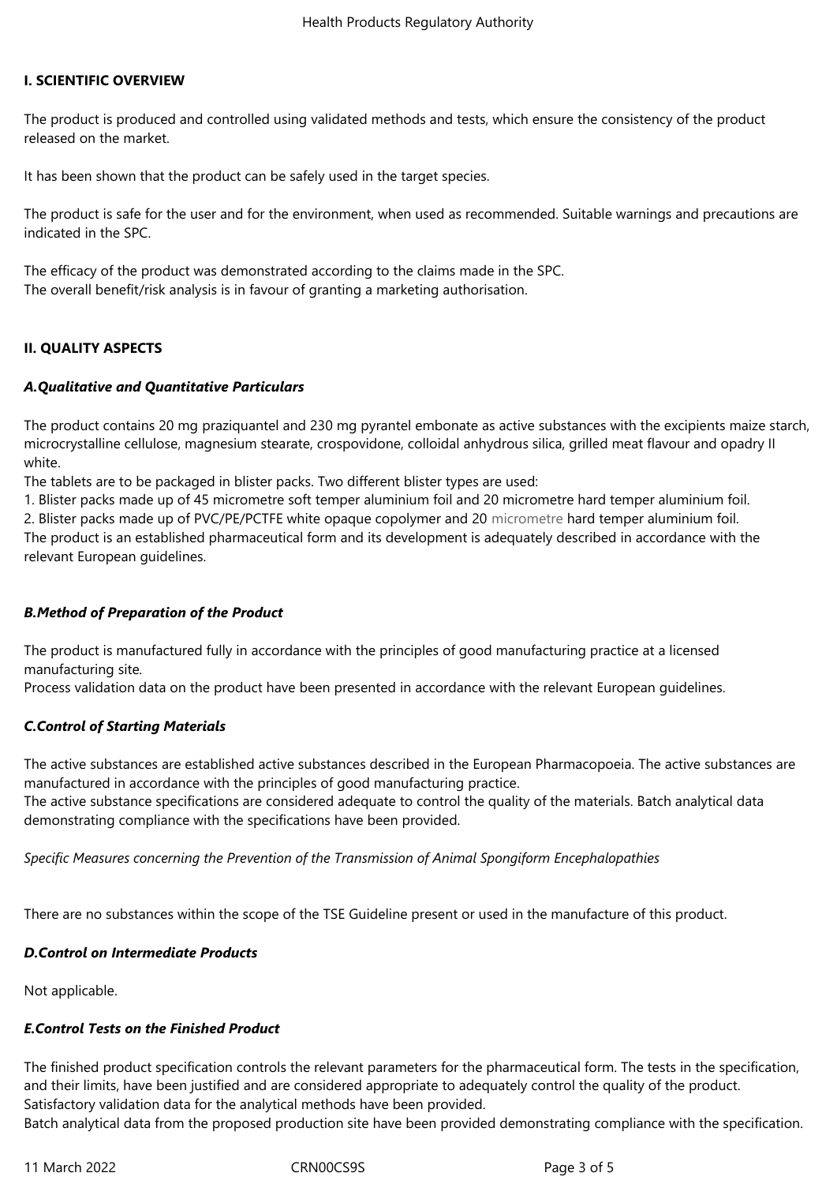## I. SCIENTIFIC OVERVIEW

The product is produced and controlled using validated methods and tests, which ensure the consistency of the product released on the market.

It has been shown that the product can be safely used in the target species.

The product is safe for the user and for the environment, when used as recommended. Suitable warnings and precautions are indicated in the SPC.

The efficacy of the product was demonstrated according to the claims made in the SPC.
The overall benefit/risk analysis is in favour of granting a marketing authorisation.

## II. QUALITY ASPECTS

### *A.Qualitative and Quantitative Particulars*

The product contains 20 mg praziquantel and 230 mg pyrantel embonate as active substances with the excipients maize starch, microcrystalline cellulose, magnesium stearate, crospovidone, colloidal anhydrous silica, grilled meat flavour and opadry II white.
The tablets are to be packaged in blister packs. Two different blister types are used:

1. Blister packs made up of 45 micrometre soft temper aluminium foil and 20 micrometre hard temper aluminium foil.
2. Blister packs made up of PVC/PE/PCTFE white opaque copolymer and 20 micrometre hard temper aluminium foil.

The product is an established pharmaceutical form and its development is adequately described in accordance with the relevant European guidelines.

### *B.Method of Preparation of the Product*

The product is manufactured fully in accordance with the principles of good manufacturing practice at a licensed manufacturing site.
Process validation data on the product have been presented in accordance with the relevant European guidelines.

### *C.Control of Starting Materials*

The active substances are established active substances described in the European Pharmacopoeia. The active substances are manufactured in accordance with the principles of good manufacturing practice.
The active substance specifications are considered adequate to control the quality of the materials. Batch analytical data demonstrating compliance with the specifications have been provided.

*Specific Measures concerning the Prevention of the Transmission of Animal Spongiform Encephalopathies*

There are no substances within the scope of the TSE Guideline present or used in the manufacture of this product.

### *D.Control on Intermediate Products*

Not applicable.

### *E.Control Tests on the Finished Product*

The finished product specification controls the relevant parameters for the pharmaceutical form. The tests in the specification, and their limits, have been justified and are considered appropriate to adequately control the quality of the product.
Satisfactory validation data for the analytical methods have been provided.
Batch analytical data from the proposed production site have been provided demonstrating compliance with the specification.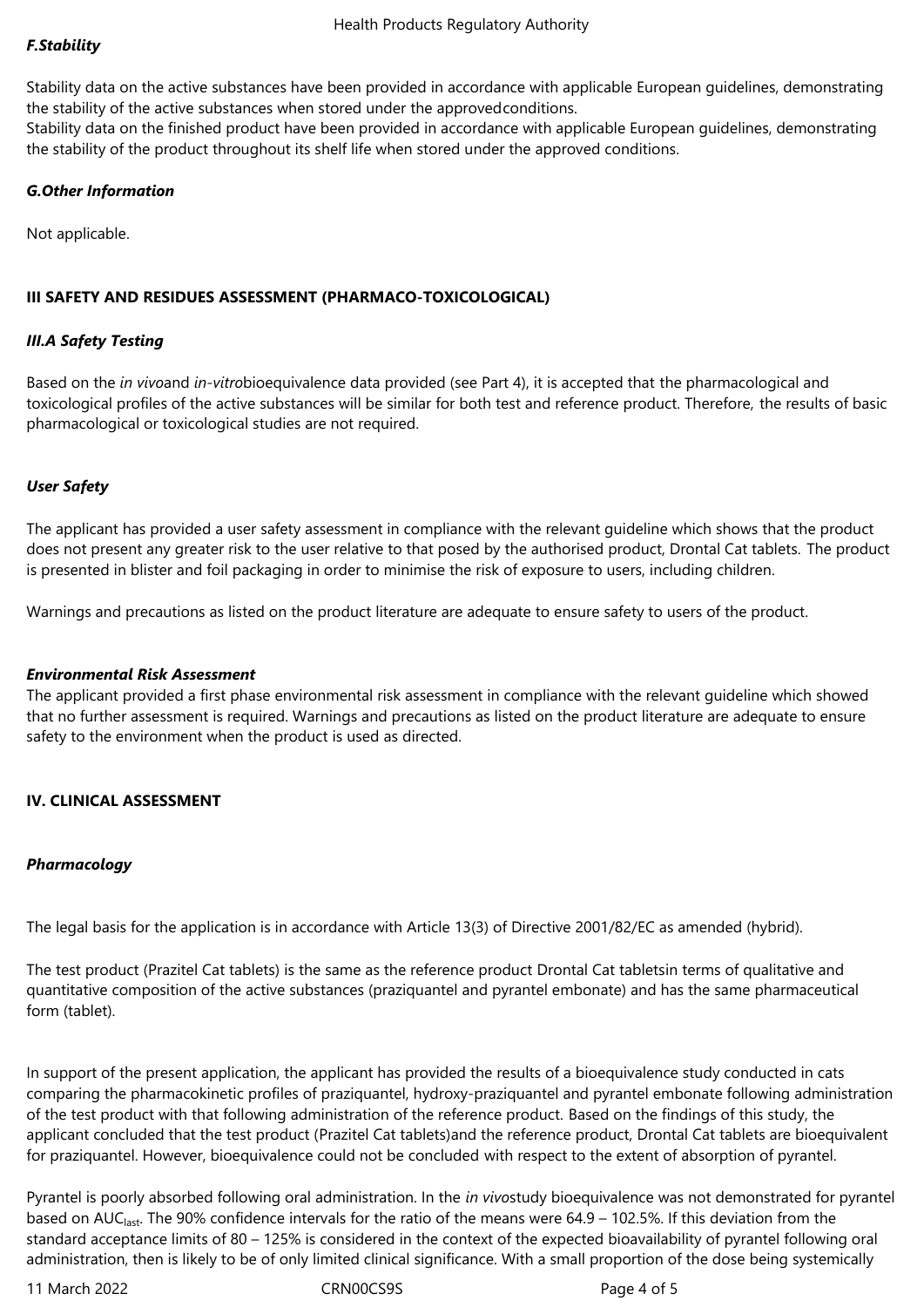### *F.Stability*

Stability data on the active substances have been provided in accordance with applicable European guidelines, demonstrating the stability of the active substances when stored under the approvedconditions.
Stability data on the finished product have been provided in accordance with applicable European guidelines, demonstrating the stability of the product throughout its shelf life when stored under the approved conditions.

### *G.Other Information*

Not applicable.

## III SAFETY AND RESIDUES ASSESSMENT (PHARMACO-TOXICOLOGICAL)

### *III.A Safety Testing*

Based on the *in vivo*and *in-vitro*bioequivalence data provided (see Part 4), it is accepted that the pharmacological and toxicological profiles of the active substances will be similar for both test and reference product. Therefore, the results of basic pharmacological or toxicological studies are not required.

### *User Safety*

The applicant has provided a user safety assessment in compliance with the relevant guideline which shows that the product does not present any greater risk to the user relative to that posed by the authorised product, Drontal Cat tablets. The product is presented in blister and foil packaging in order to minimise the risk of exposure to users, including children.

Warnings and precautions as listed on the product literature are adequate to ensure safety to users of the product.

### *Environmental Risk Assessment*

The applicant provided a first phase environmental risk assessment in compliance with the relevant guideline which showed that no further assessment is required. Warnings and precautions as listed on the product literature are adequate to ensure safety to the environment when the product is used as directed.

## IV. CLINICAL ASSESSMENT

### *Pharmacology*

The legal basis for the application is in accordance with Article 13(3) of Directive 2001/82/EC as amended (hybrid).

The test product (Prazitel Cat tablets) is the same as the reference product Drontal Cat tabletsin terms of qualitative and quantitative composition of the active substances (praziquantel and pyrantel embonate) and has the same pharmaceutical form (tablet).

In support of the present application, the applicant has provided the results of a bioequivalence study conducted in cats comparing the pharmacokinetic profiles of praziquantel, hydroxy-praziquantel and pyrantel embonate following administration of the test product with that following administration of the reference product. Based on the findings of this study, the applicant concluded that the test product (Prazitel Cat tablets)and the reference product, Drontal Cat tablets are bioequivalent for praziquantel. However, bioequivalence could not be concluded with respect to the extent of absorption of pyrantel.

Pyrantel is poorly absorbed following oral administration. In the *in vivo*study bioequivalence was not demonstrated for pyrantel based on $AUC_{last}$. The 90% confidence intervals for the ratio of the means were 64.9 – 102.5%. If this deviation from the standard acceptance limits of 80 – 125% is considered in the context of the expected bioavailability of pyrantel following oral administration, then is likely to be of only limited clinical significance. With a small proportion of the dose being systemically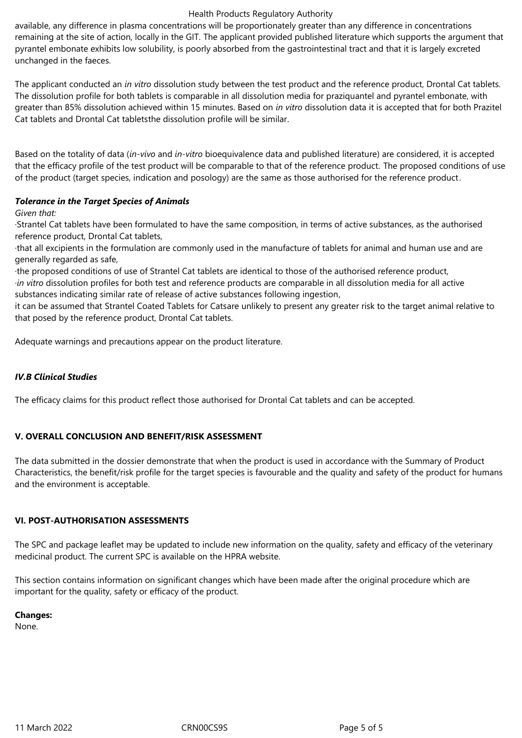available, any difference in plasma concentrations will be proportionately greater than any difference in concentrations remaining at the site of action, locally in the GIT. The applicant provided published literature which supports the argument that pyrantel embonate exhibits low solubility, is poorly absorbed from the gastrointestinal tract and that it is largely excreted unchanged in the faeces.

The applicant conducted an *in vitro* dissolution study between the test product and the reference product, Drontal Cat tablets. The dissolution profile for both tablets is comparable in all dissolution media for praziquantel and pyrantel embonate, with greater than 85% dissolution achieved within 15 minutes. Based on *in vitro* dissolution data it is accepted that for both Prazitel Cat tablets and Drontal Cat tabletsthe dissolution profile will be similar.

Based on the totality of data (*in-vivo* and *in-vitro* bioequivalence data and published literature) are considered, it is accepted that the efficacy profile of the test product will be comparable to that of the reference product. The proposed conditions of use of the product (target species, indication and posology) are the same as those authorised for the reference product.

***Tolerance in the Target Species of Animals***

*Given that:*

·Strantel Cat tablets have been formulated to have the same composition, in terms of active substances, as the authorised reference product, Drontal Cat tablets,

·that all excipients in the formulation are commonly used in the manufacture of tablets for animal and human use and are generally regarded as safe,

·the proposed conditions of use of Strantel Cat tablets are identical to those of the authorised reference product,

·*in vitro* dissolution profiles for both test and reference products are comparable in all dissolution media for all active substances indicating similar rate of release of active substances following ingestion,

it can be assumed that Strantel Coated Tablets for Catsare unlikely to present any greater risk to the target animal relative to that posed by the reference product, Drontal Cat tablets.

Adequate warnings and precautions appear on the product literature.

***IV.B Clinical Studies***

The efficacy claims for this product reflect those authorised for Drontal Cat tablets and can be accepted.

**V. OVERALL CONCLUSION AND BENEFIT/RISK ASSESSMENT**

The data submitted in the dossier demonstrate that when the product is used in accordance with the Summary of Product Characteristics, the benefit/risk profile for the target species is favourable and the quality and safety of the product for humans and the environment is acceptable.

**VI. POST-AUTHORISATION ASSESSMENTS**

The SPC and package leaflet may be updated to include new information on the quality, safety and efficacy of the veterinary medicinal product. The current SPC is available on the HPRA website.

This section contains information on significant changes which have been made after the original procedure which are important for the quality, safety or efficacy of the product.

**Changes:**

None.